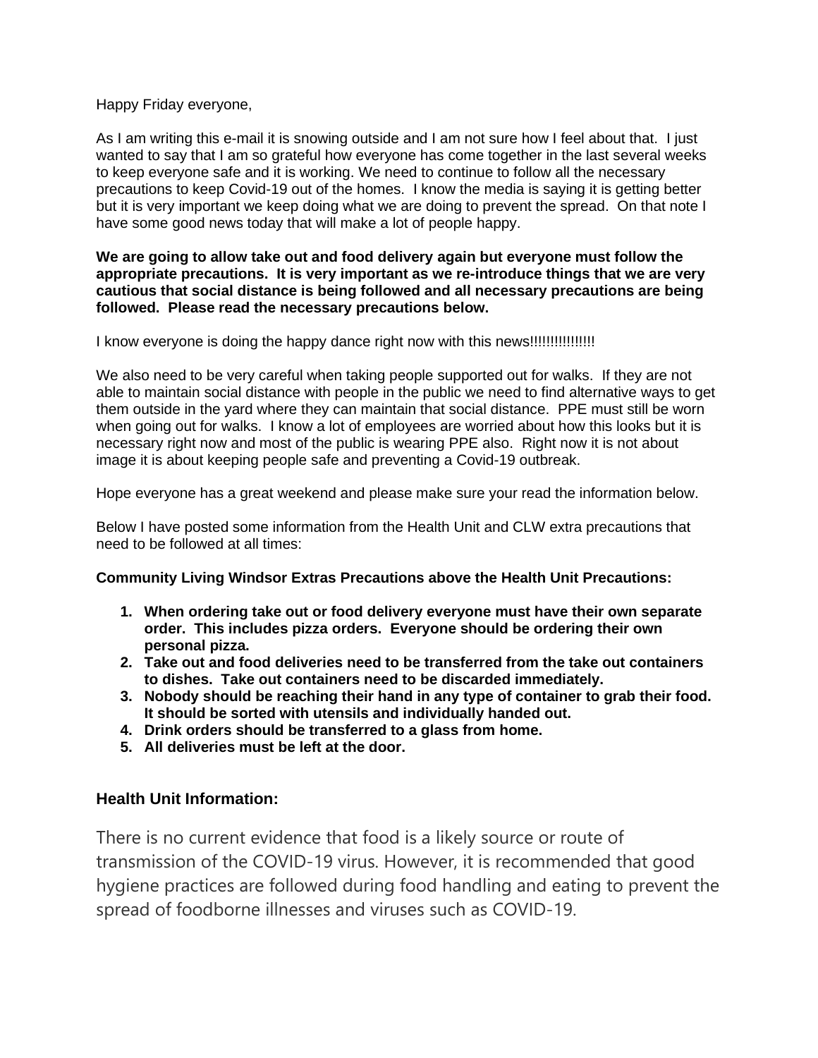Happy Friday everyone,

As I am writing this e-mail it is snowing outside and I am not sure how I feel about that. I just wanted to say that I am so grateful how everyone has come together in the last several weeks to keep everyone safe and it is working. We need to continue to follow all the necessary precautions to keep Covid-19 out of the homes. I know the media is saying it is getting better but it is very important we keep doing what we are doing to prevent the spread. On that note I have some good news today that will make a lot of people happy.

**We are going to allow take out and food delivery again but everyone must follow the appropriate precautions. It is very important as we re-introduce things that we are very cautious that social distance is being followed and all necessary precautions are being followed. Please read the necessary precautions below.**

I know everyone is doing the happy dance right now with this news!!!!!!!!!!!!!!!

We also need to be very careful when taking people supported out for walks. If they are not able to maintain social distance with people in the public we need to find alternative ways to get them outside in the yard where they can maintain that social distance. PPE must still be worn when going out for walks. I know a lot of employees are worried about how this looks but it is necessary right now and most of the public is wearing PPE also. Right now it is not about image it is about keeping people safe and preventing a Covid-19 outbreak.

Hope everyone has a great weekend and please make sure your read the information below.

Below I have posted some information from the Health Unit and CLW extra precautions that need to be followed at all times:

**Community Living Windsor Extras Precautions above the Health Unit Precautions:**

1. **When ordering take out or food delivery everyone must have their own separate order. This includes pizza orders. Everyone should be ordering their own personal pizza.**
2. **Take out and food deliveries need to be transferred from the take out containers to dishes. Take out containers need to be discarded immediately.**
3. **Nobody should be reaching their hand in any type of container to grab their food. It should be sorted with utensils and individually handed out.**
4. **Drink orders should be transferred to a glass from home.**
5. **All deliveries must be left at the door.**

## Health Unit Information:

There is no current evidence that food is a likely source or route of transmission of the COVID-19 virus. However, it is recommended that good hygiene practices are followed during food handling and eating to prevent the spread of foodborne illnesses and viruses such as COVID-19.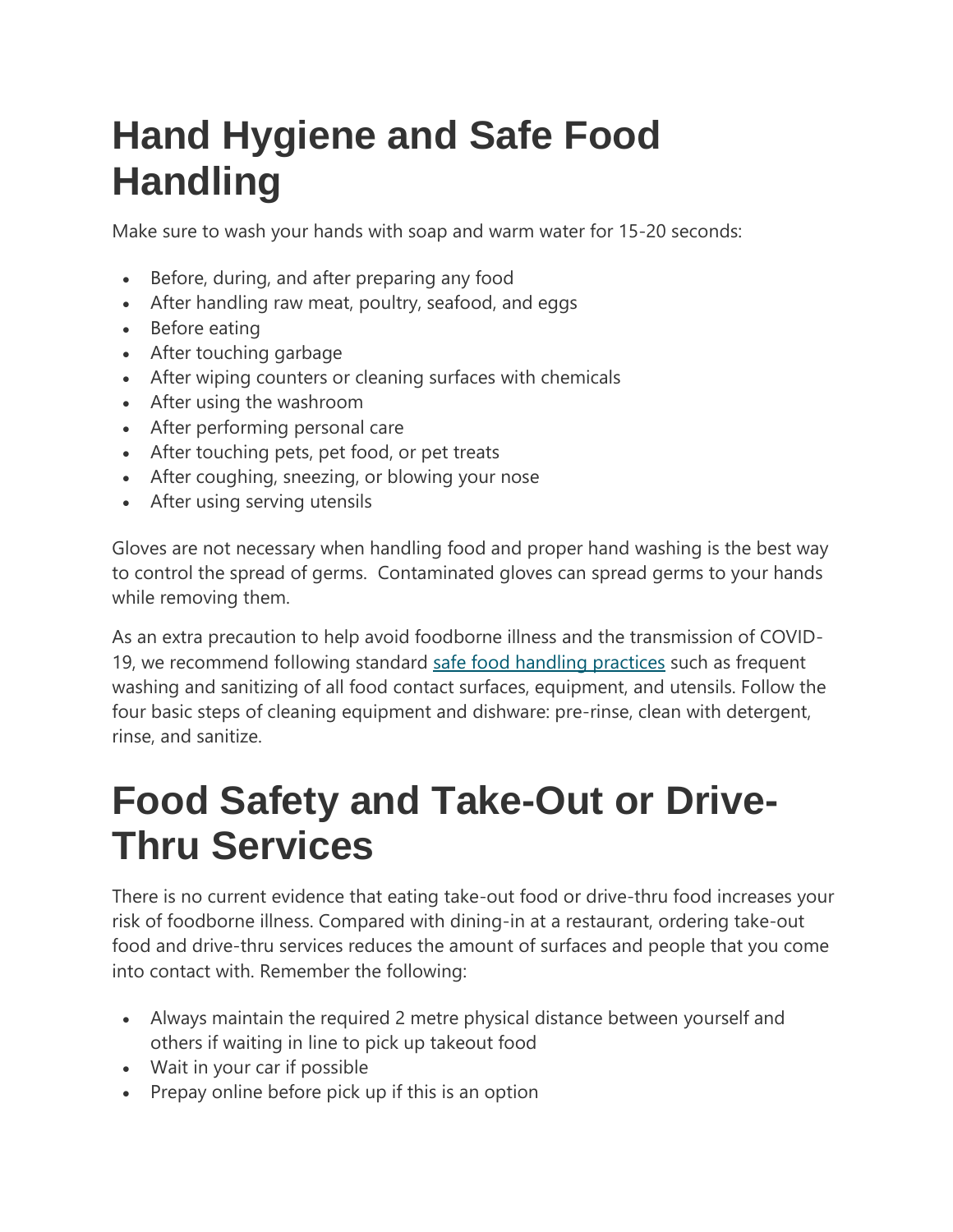# Hand Hygiene and Safe Food Handling

Make sure to wash your hands with soap and warm water for 15-20 seconds:

- Before, during, and after preparing any food
- After handling raw meat, poultry, seafood, and eggs
- Before eating
- After touching garbage
- After wiping counters or cleaning surfaces with chemicals
- After using the washroom
- After performing personal care
- After touching pets, pet food, or pet treats
- After coughing, sneezing, or blowing your nose
- After using serving utensils

Gloves are not necessary when handling food and proper hand washing is the best way to control the spread of germs. Contaminated gloves can spread germs to your hands while removing them.

As an extra precaution to help avoid foodborne illness and the transmission of COVID-19, we recommend following standard [safe food handling practices]() such as frequent washing and sanitizing of all food contact surfaces, equipment, and utensils. Follow the four basic steps of cleaning equipment and dishware: pre-rinse, clean with detergent, rinse, and sanitize.

# Food Safety and Take-Out or Drive-Thru Services

There is no current evidence that eating take-out food or drive-thru food increases your risk of foodborne illness. Compared with dining-in at a restaurant, ordering take-out food and drive-thru services reduces the amount of surfaces and people that you come into contact with. Remember the following:

- Always maintain the required 2 metre physical distance between yourself and others if waiting in line to pick up takeout food
- Wait in your car if possible
- Prepay online before pick up if this is an option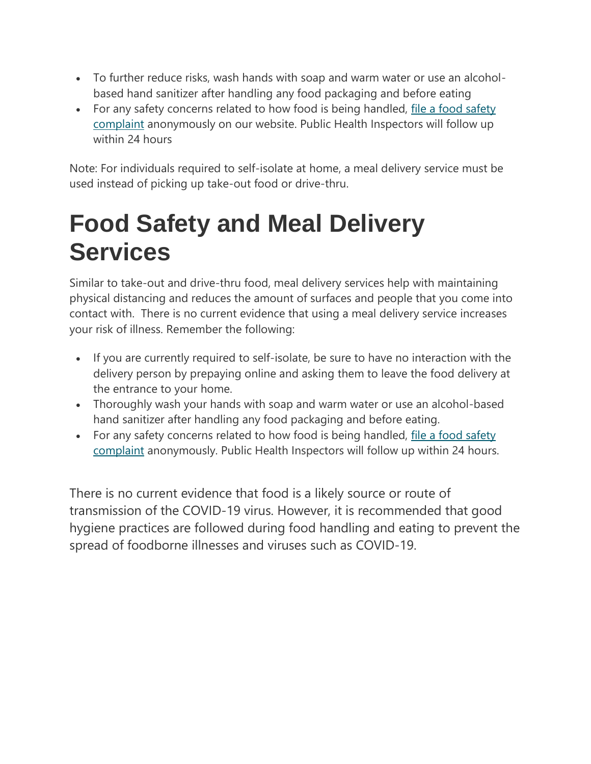- To further reduce risks, wash hands with soap and warm water or use an alcohol-based hand sanitizer after handling any food packaging and before eating
- For any safety concerns related to how food is being handled, file a food safety complaint anonymously on our website. Public Health Inspectors will follow up within 24 hours

Note: For individuals required to self-isolate at home, a meal delivery service must be used instead of picking up take-out food or drive-thru.

# Food Safety and Meal Delivery Services

Similar to take-out and drive-thru food, meal delivery services help with maintaining physical distancing and reduces the amount of surfaces and people that you come into contact with. There is no current evidence that using a meal delivery service increases your risk of illness. Remember the following:

- If you are currently required to self-isolate, be sure to have no interaction with the delivery person by prepaying online and asking them to leave the food delivery at the entrance to your home.
- Thoroughly wash your hands with soap and warm water or use an alcohol-based hand sanitizer after handling any food packaging and before eating.
- For any safety concerns related to how food is being handled, file a food safety complaint anonymously. Public Health Inspectors will follow up within 24 hours.

There is no current evidence that food is a likely source or route of transmission of the COVID-19 virus. However, it is recommended that good hygiene practices are followed during food handling and eating to prevent the spread of foodborne illnesses and viruses such as COVID-19.